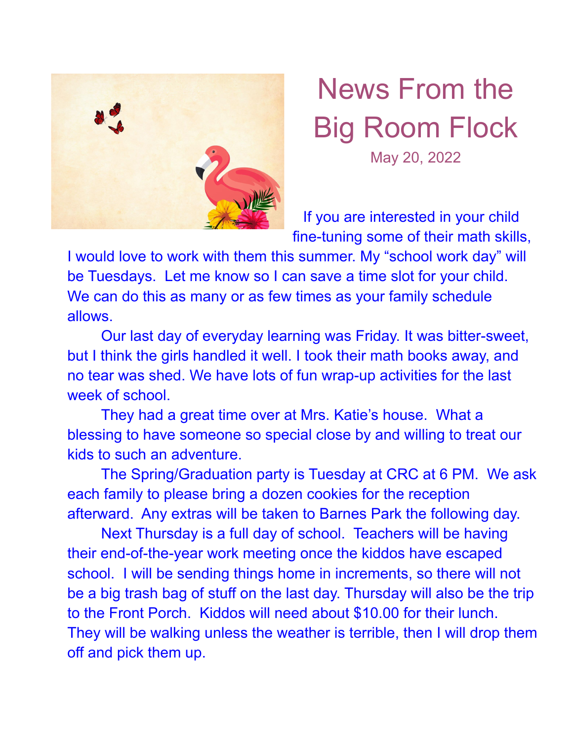# News From the Big Room Flock

May 20, 2022

If you are interested in your child fine-tuning some of their math skills, I would love to work with them this summer. My "school work day" will be Tuesdays. Let me know so I can save a time slot for your child. We can do this as many or as few times as your family schedule allows.

Our last day of everyday learning was Friday. It was bitter-sweet, but I think the girls handled it well. I took their math books away, and no tear was shed. We have lots of fun wrap-up activities for the last week of school.

They had a great time over at Mrs. Katie's house. What a blessing to have someone so special close by and willing to treat our kids to such an adventure.

The Spring/Graduation party is Tuesday at CRC at 6 PM. We ask each family to please bring a dozen cookies for the reception afterward. Any extras will be taken to Barnes Park the following day.

Next Thursday is a full day of school. Teachers will be having their end-of-the-year work meeting once the kiddos have escaped school. I will be sending things home in increments, so there will not be a big trash bag of stuff on the last day. Thursday will also be the trip to the Front Porch. Kiddos will need about $10.00 for their lunch. They will be walking unless the weather is terrible, then I will drop them off and pick them up.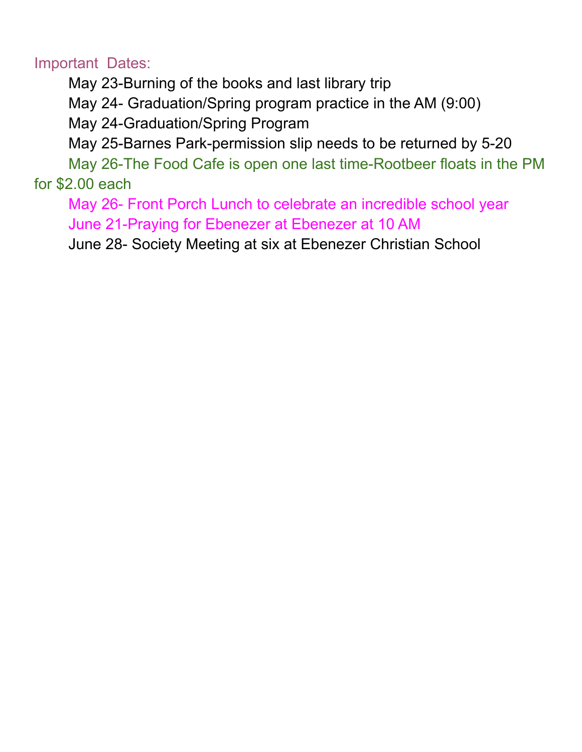Important Dates:

May 23-Burning of the books and last library trip
May 24- Graduation/Spring program practice in the AM (9:00)
May 24-Graduation/Spring Program
May 25-Barnes Park-permission slip needs to be returned by 5-20
May 26-The Food Cafe is open one last time-Rootbeer floats in the PM for $2.00 each
May 26- Front Porch Lunch to celebrate an incredible school year
June 21-Praying for Ebenezer at Ebenezer at 10 AM
June 28- Society Meeting at six at Ebenezer Christian School